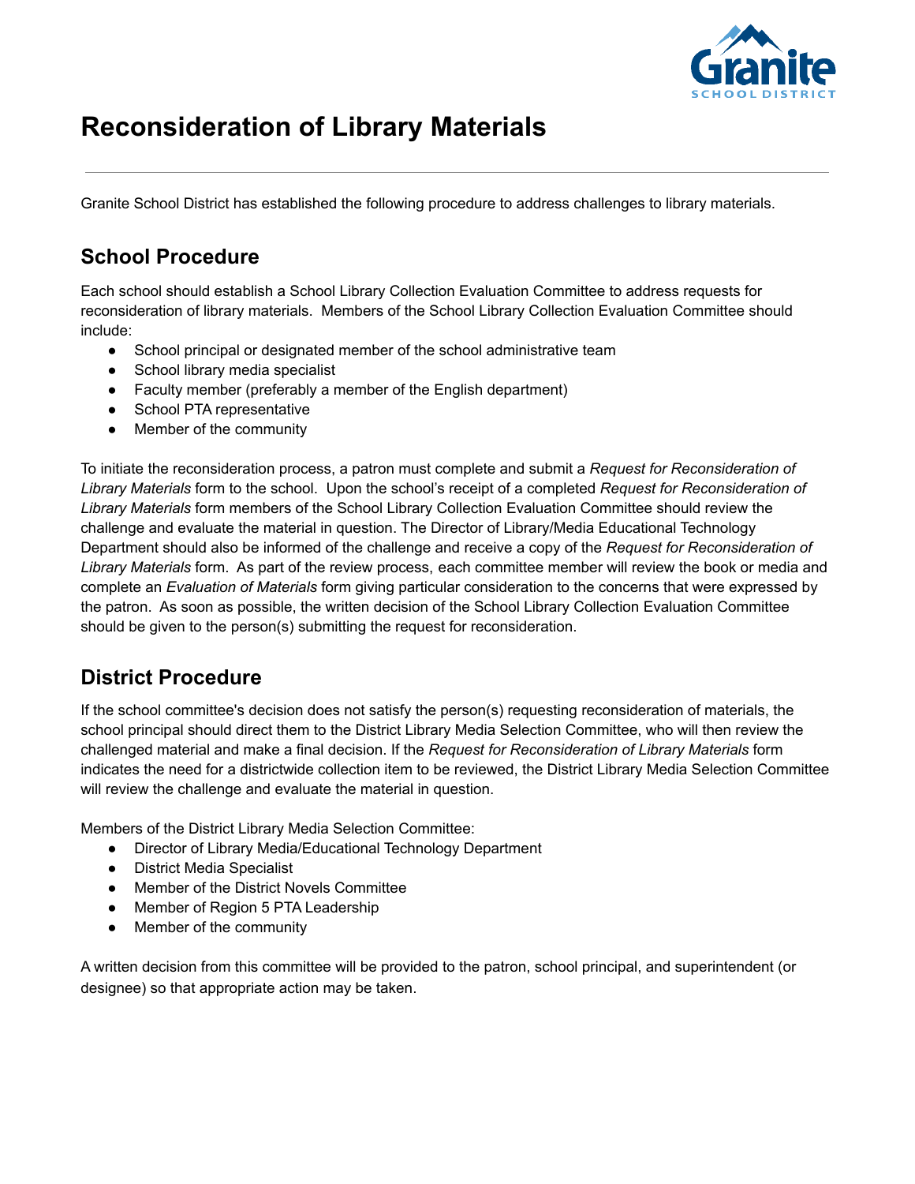# Reconsideration of Library Materials

Granite School District has established the following procedure to address challenges to library materials.

## School Procedure

Each school should establish a School Library Collection Evaluation Committee to address requests for reconsideration of library materials. Members of the School Library Collection Evaluation Committee should include:

- School principal or designated member of the school administrative team
- School library media specialist
- Faculty member (preferably a member of the English department)
- School PTA representative
- Member of the community

To initiate the reconsideration process, a patron must complete and submit a *Request for Reconsideration of Library Materials* form to the school. Upon the school's receipt of a completed *Request for Reconsideration of Library Materials* form members of the School Library Collection Evaluation Committee should review the challenge and evaluate the material in question. The Director of Library/Media Educational Technology Department should also be informed of the challenge and receive a copy of the *Request for Reconsideration of Library Materials* form. As part of the review process, each committee member will review the book or media and complete an *Evaluation of Materials* form giving particular consideration to the concerns that were expressed by the patron. As soon as possible, the written decision of the School Library Collection Evaluation Committee should be given to the person(s) submitting the request for reconsideration.

## District Procedure

If the school committee's decision does not satisfy the person(s) requesting reconsideration of materials, the school principal should direct them to the District Library Media Selection Committee, who will then review the challenged material and make a final decision. If the *Request for Reconsideration of Library Materials* form indicates the need for a districtwide collection item to be reviewed, the District Library Media Selection Committee will review the challenge and evaluate the material in question.

Members of the District Library Media Selection Committee:

- Director of Library Media/Educational Technology Department
- District Media Specialist
- Member of the District Novels Committee
- Member of Region 5 PTA Leadership
- Member of the community

A written decision from this committee will be provided to the patron, school principal, and superintendent (or designee) so that appropriate action may be taken.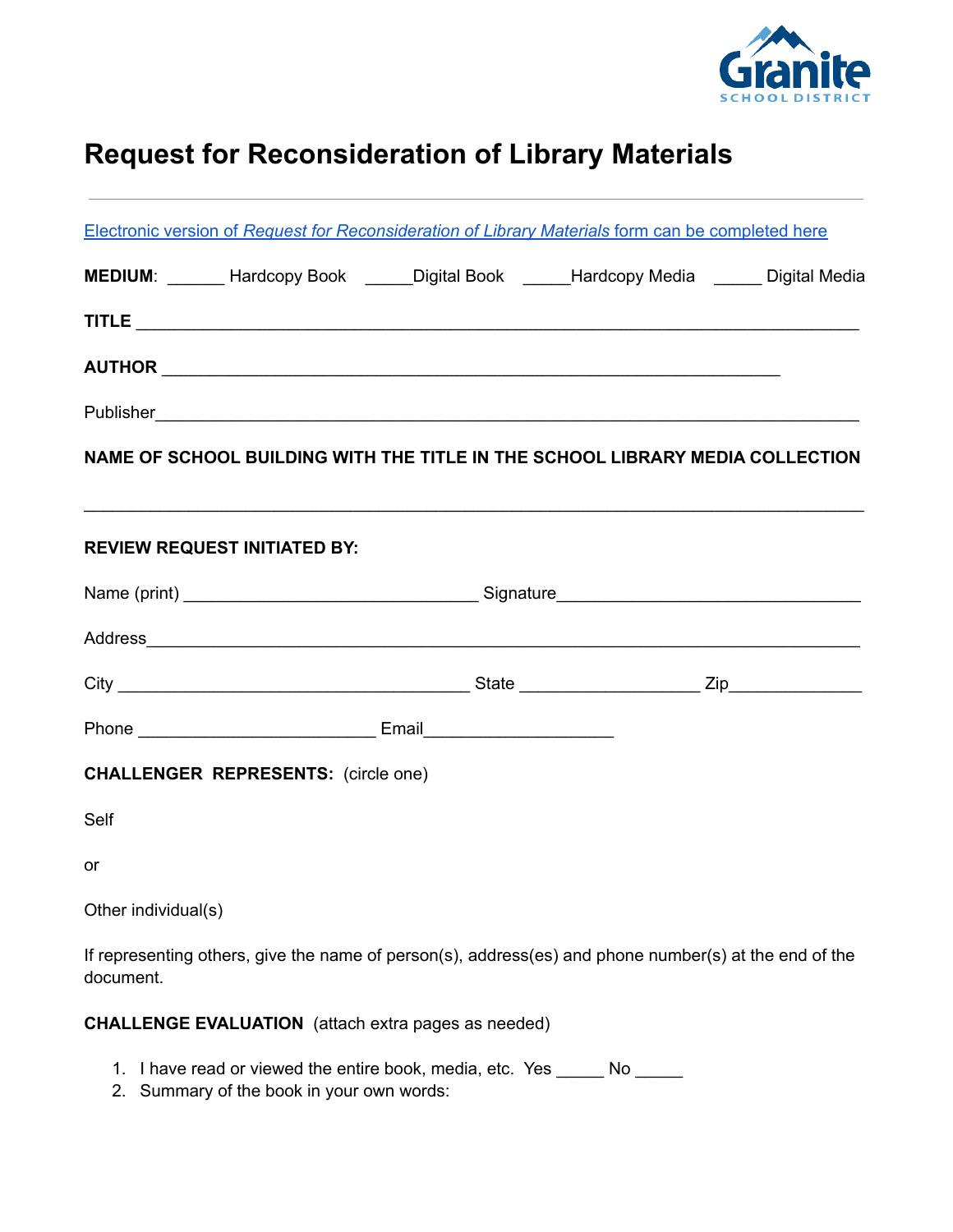# Request for Reconsideration of Library Materials

---

[Electronic version of *Request for Reconsideration of Library Materials* form can be completed here]

**MEDIUM**: ______ Hardcopy Book _____Digital Book _____Hardcopy Media _____ Digital Media

**TITLE** ___________________________________________________________________________

**AUTHOR** _________________________________________________________________

Publisher___________________________________________________________________________

**NAME OF SCHOOL BUILDING WITH THE TITLE IN THE SCHOOL LIBRARY MEDIA COLLECTION**

_____________________________________________________________________________________

**REVIEW REQUEST INITIATED BY:**

Name (print) ________________________________ Signature________________________________

Address_____________________________________________________________________________

City ______________________________________ State ___________________ Zip______________

Phone _________________________ Email____________________

**CHALLENGER REPRESENTS:** (circle one)

Self

or

Other individual(s)

If representing others, give the name of person(s), address(es) and phone number(s) at the end of the document.

**CHALLENGE EVALUATION** (attach extra pages as needed)

1. I have read or viewed the entire book, media, etc. Yes _____ No _____
2. Summary of the book in your own words: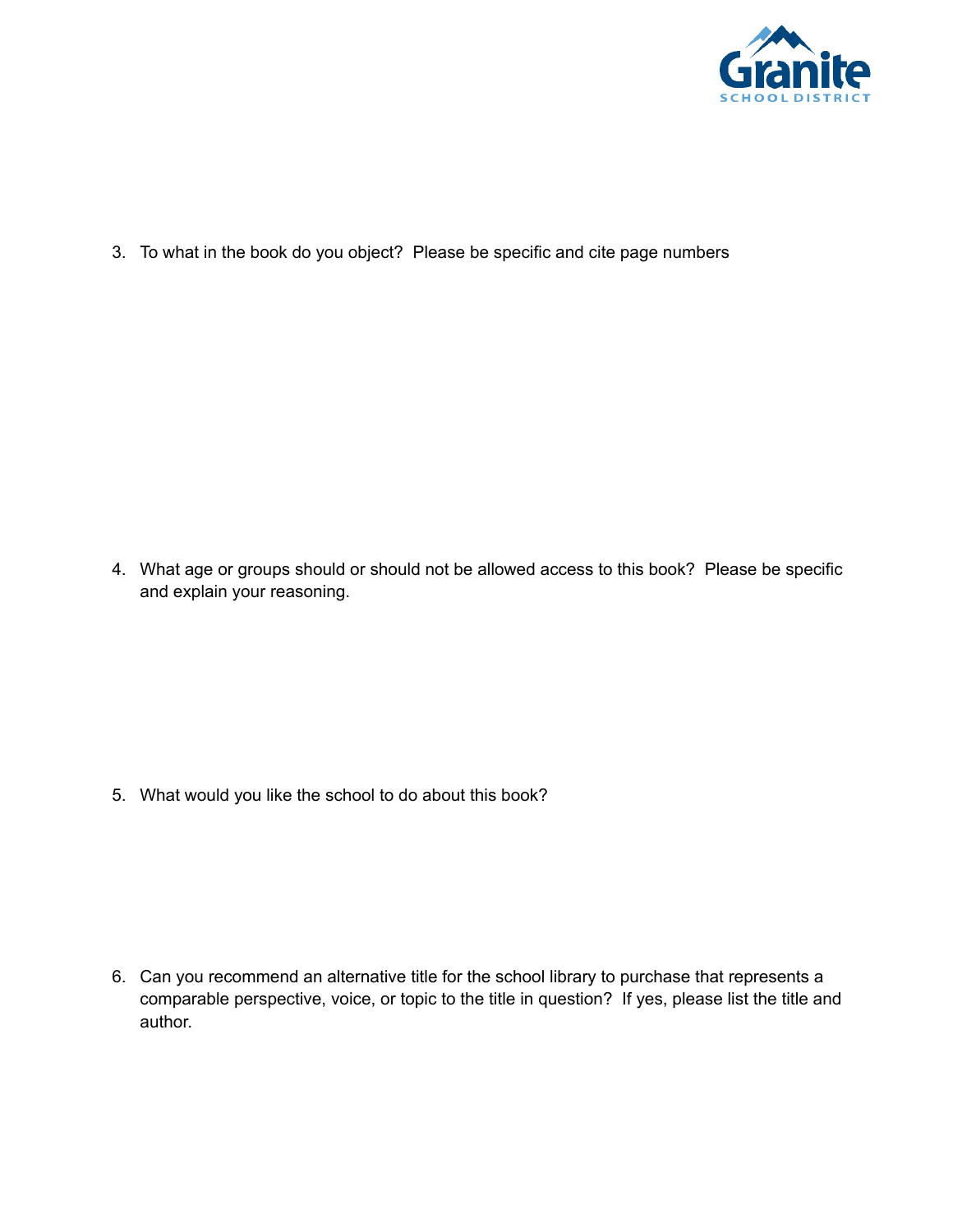3. To what in the book do you object? Please be specific and cite page numbers

4. What age or groups should or should not be allowed access to this book? Please be specific and explain your reasoning.

5. What would you like the school to do about this book?

6. Can you recommend an alternative title for the school library to purchase that represents a comparable perspective, voice, or topic to the title in question? If yes, please list the title and author.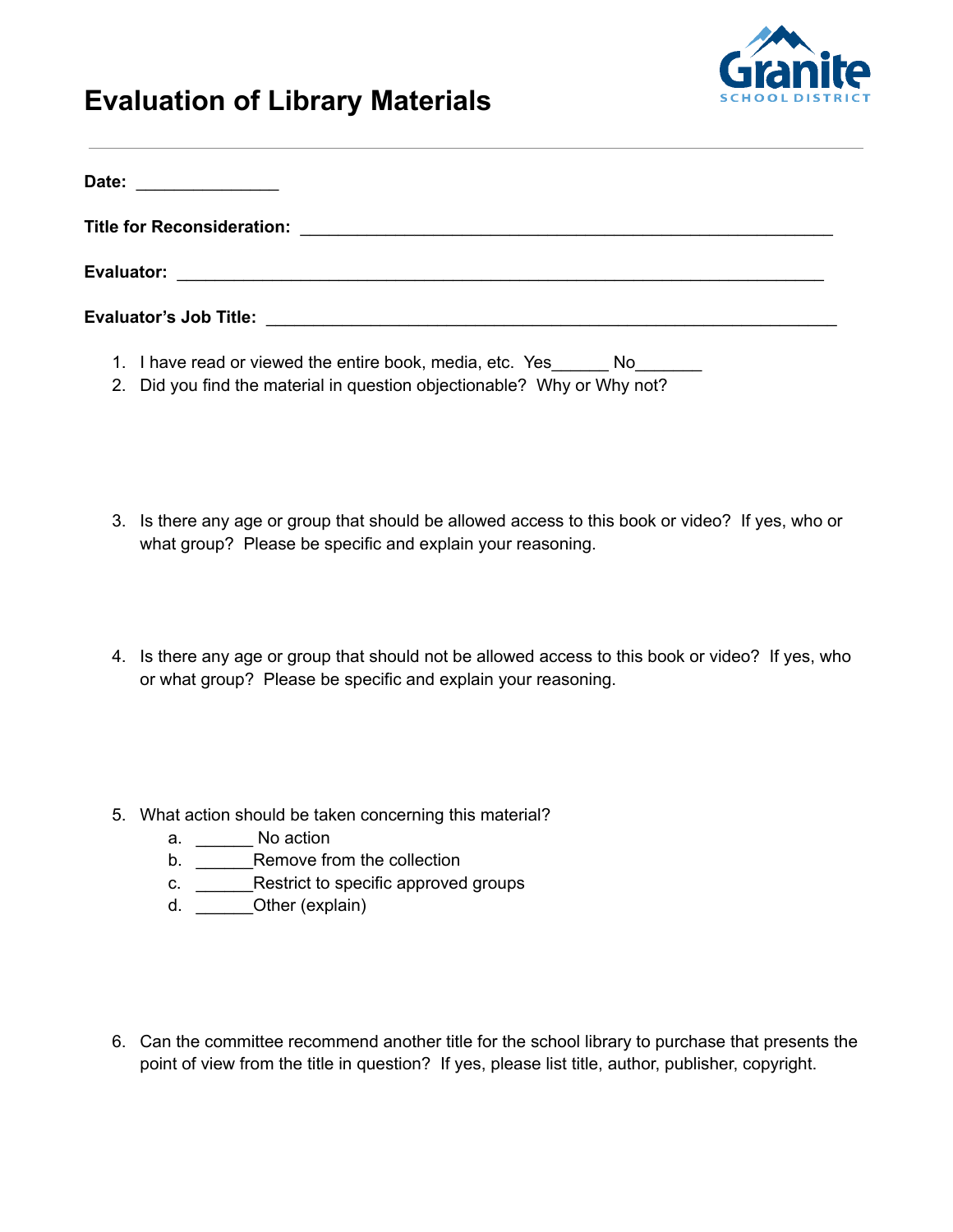# Evaluation of Library Materials

Granite SCHOOL DISTRICT

---

**Date:** _______________

**Title for Reconsideration:** ________________________________________________________

**Evaluator:** ____________________________________________________________________

**Evaluator's Job Title:** ____________________________________________________________

1. I have read or viewed the entire book, media, etc. Yes______ No_______
2. Did you find the material in question objectionable? Why or Why not?

3. Is there any age or group that should be allowed access to this book or video? If yes, who or what group? Please be specific and explain your reasoning.

4. Is there any age or group that should not be allowed access to this book or video? If yes, who or what group? Please be specific and explain your reasoning.

5. What action should be taken concerning this material?
   a. ______ No action
   b. ______Remove from the collection
   c. ______Restrict to specific approved groups
   d. ______Other (explain)

6. Can the committee recommend another title for the school library to purchase that presents the point of view from the title in question? If yes, please list title, author, publisher, copyright.